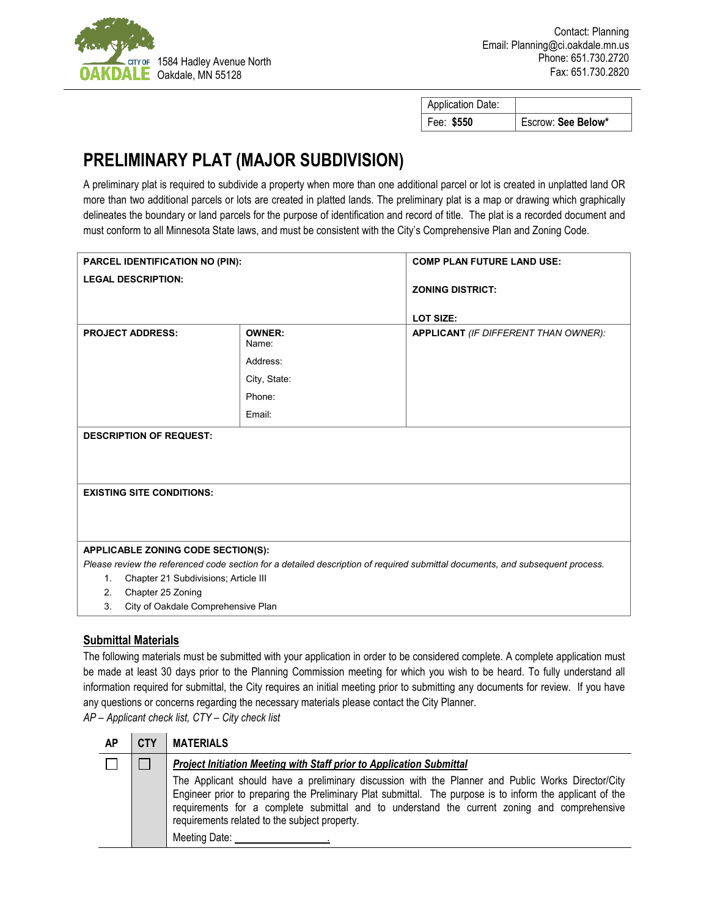CITY OF OAKDALE
1584 Hadley Avenue North
Oakdale, MN 55128

Contact: Planning
Email: Planning@ci.oakdale.mn.us
Phone: 651.730.2720
Fax: 651.730.2820

| Application Date: | |
|---|---|
| Fee: **$550** | Escrow: **See Below*** |

# PRELIMINARY PLAT (MAJOR SUBDIVISION)

A preliminary plat is required to subdivide a property when more than one additional parcel or lot is created in unplatted land OR more than two additional parcels or lots are created in platted lands. The preliminary plat is a map or drawing which graphically delineates the boundary or land parcels for the purpose of identification and record of title. The plat is a recorded document and must conform to all Minnesota State laws, and must be consistent with the City's Comprehensive Plan and Zoning Code.

| **PARCEL IDENTIFICATION NO (PIN):**<br>**LEGAL DESCRIPTION:** | | **COMP PLAN FUTURE LAND USE:**<br>**ZONING DISTRICT:**<br>**LOT SIZE:** |
|---|---|---|
| **PROJECT ADDRESS:** | **OWNER:**<br>Name:<br>Address:<br>City, State:<br>Phone:<br>Email: | **APPLICANT** *(IF DIFFERENT THAN OWNER):* |
| **DESCRIPTION OF REQUEST:** | | |
| **EXISTING SITE CONDITIONS:** | | |

**APPLICABLE ZONING CODE SECTION(S):**

*Please review the referenced code section for a detailed description of required submittal documents, and subsequent process.*

1. Chapter 21 Subdivisions; Article III
2. Chapter 25 Zoning
3. City of Oakdale Comprehensive Plan

## Submittal Materials

The following materials must be submitted with your application in order to be considered complete. A complete application must be made at least 30 days prior to the Planning Commission meeting for which you wish to be heard. To fully understand all information required for submittal, the City requires an initial meeting prior to submitting any documents for review. If you have any questions or concerns regarding the necessary materials please contact the City Planner.

*AP – Applicant check list, CTY – City check list*

| AP | CTY | MATERIALS |
|---|---|---|
| ☐ | ☐ | ***Project Initiation Meeting with Staff prior to Application Submittal***<br>The Applicant should have a preliminary discussion with the Planner and Public Works Director/City Engineer prior to preparing the Preliminary Plat submittal. The purpose is to inform the applicant of the requirements for a complete submittal and to understand the current zoning and comprehensive requirements related to the subject property.<br>Meeting Date: \_\_\_\_\_\_\_\_\_\_\_\_\_\_\_\_. |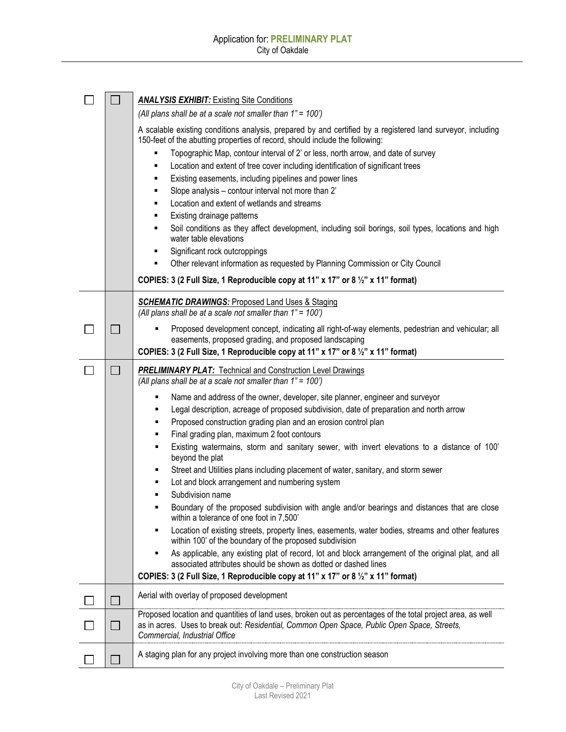| ☐ | ☐ | ***ANALYSIS EXHIBIT:*** Existing Site Conditions<br>*(All plans shall be at a scale not smaller than 1" = 100')*<br>A scalable existing conditions analysis, prepared by and certified by a registered land surveyor, including 150-feet of the abutting properties of record, should include the following:<br>▪ Topographic Map, contour interval of 2' or less, north arrow, and date of survey<br>▪ Location and extent of tree cover including identification of significant trees<br>▪ Existing easements, including pipelines and power lines<br>▪ Slope analysis – contour interval not more than 2'<br>▪ Location and extent of wetlands and streams<br>▪ Existing drainage patterns<br>▪ Soil conditions as they affect development, including soil borings, soil types, locations and high water table elevations<br>▪ Significant rock outcroppings<br>▪ Other relevant information as requested by Planning Commission or City Council<br>**COPIES: 3 (2 Full Size, 1 Reproducible copy at 11" x 17" or 8 ½" x 11" format)** |
|---|---|---|
| ☐ | ☐ | ***SCHEMATIC DRAWINGS:*** Proposed Land Uses & Staging<br>*(All plans shall be at a scale not smaller than 1" = 100')*<br>▪ Proposed development concept, indicating all right-of-way elements, pedestrian and vehicular; all easements, proposed grading, and proposed landscaping<br>**COPIES: 3 (2 Full Size, 1 Reproducible copy at 11" x 17" or 8 ½" x 11" format)** |
| ☐ | ☐ | ***PRELIMINARY PLAT:*** Technical and Construction Level Drawings<br>*(All plans shall be at a scale not smaller than 1" = 100')*<br>▪ Name and address of the owner, developer, site planner, engineer and surveyor<br>▪ Legal description, acreage of proposed subdivision, date of preparation and north arrow<br>▪ Proposed construction grading plan and an erosion control plan<br>▪ Final grading plan, maximum 2 foot contours<br>▪ Existing watermains, storm and sanitary sewer, with invert elevations to a distance of 100' beyond the plat<br>▪ Street and Utilities plans including placement of water, sanitary, and storm sewer<br>▪ Lot and block arrangement and numbering system<br>▪ Subdivision name<br>▪ Boundary of the proposed subdivision with angle and/or bearings and distances that are close within a tolerance of one foot in 7,500'<br>▪ Location of existing streets, property lines, easements, water bodies, streams and other features within 100' of the boundary of the proposed subdivision<br>▪ As applicable, any existing plat of record, lot and block arrangement of the original plat, and all associated attributes should be shown as dotted or dashed lines<br>**COPIES: 3 (2 Full Size, 1 Reproducible copy at 11" x 17" or 8 ½" x 11" format)** |
| ☐ | ☐ | Aerial with overlay of proposed development |
| ☐ | ☐ | Proposed location and quantities of land uses, broken out as percentages of the total project area, as well as in acres. Uses to break out: *Residential, Common Open Space, Public Open Space, Streets, Commercial, Industrial Office* |
| ☐ | ☐ | A staging plan for any project involving more than one construction season |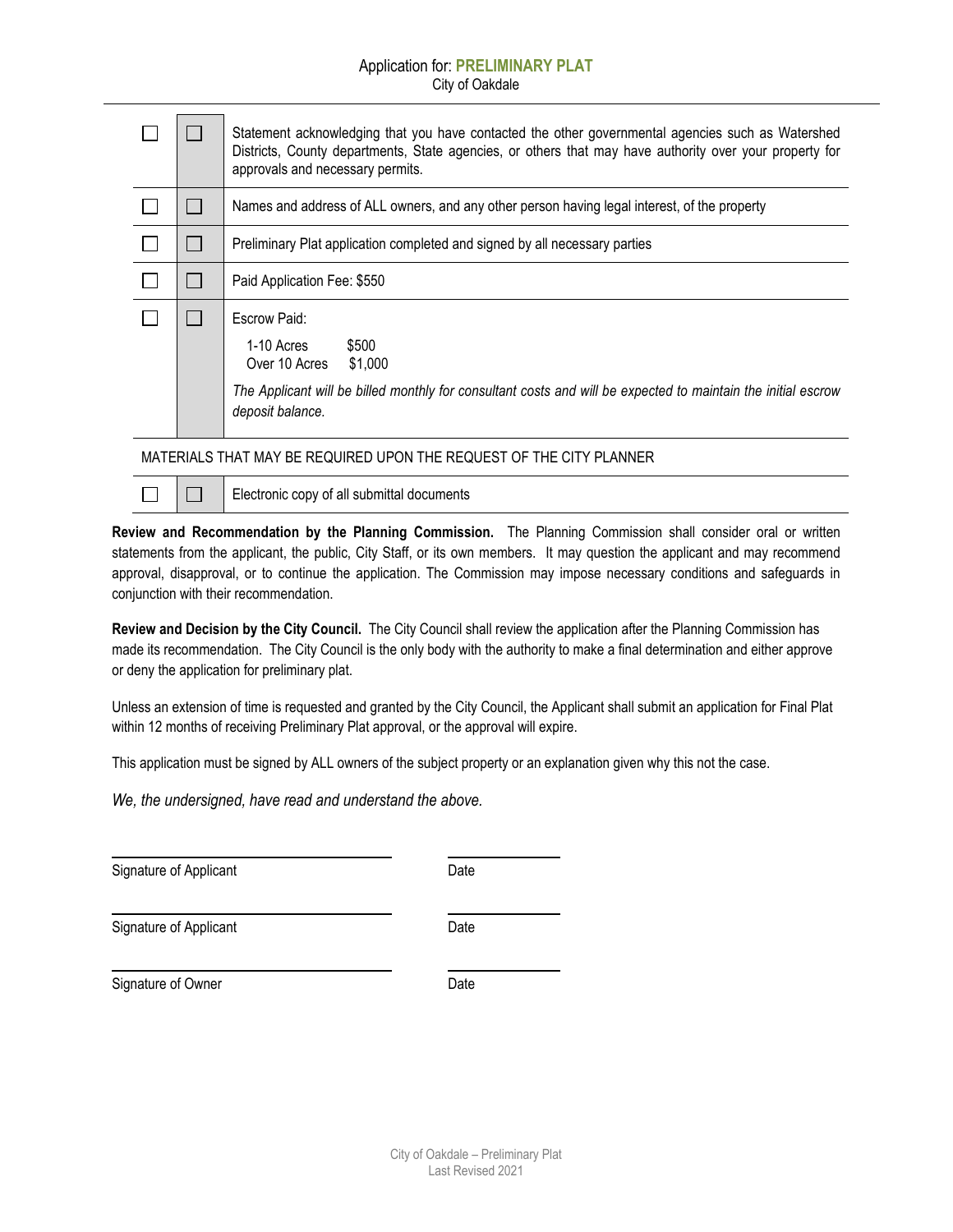| | | |
|---|---|---|
| ☐ | ☐ | Statement acknowledging that you have contacted the other governmental agencies such as Watershed Districts, County departments, State agencies, or others that may have authority over your property for approvals and necessary permits. |
| ☐ | ☐ | Names and address of ALL owners, and any other person having legal interest, of the property |
| ☐ | ☐ | Preliminary Plat application completed and signed by all necessary parties |
| ☐ | ☐ | Paid Application Fee: $550 |
| ☐ | ☐ | Escrow Paid:<br>1-10 Acres $500<br>Over 10 Acres $1,000<br>*The Applicant will be billed monthly for consultant costs and will be expected to maintain the initial escrow deposit balance.* |

MATERIALS THAT MAY BE REQUIRED UPON THE REQUEST OF THE CITY PLANNER

| | | |
|---|---|---|
| ☐ | ☐ | Electronic copy of all submittal documents |

**Review and Recommendation by the Planning Commission.** The Planning Commission shall consider oral or written statements from the applicant, the public, City Staff, or its own members. It may question the applicant and may recommend approval, disapproval, or to continue the application. The Commission may impose necessary conditions and safeguards in conjunction with their recommendation.

**Review and Decision by the City Council.** The City Council shall review the application after the Planning Commission has made its recommendation. The City Council is the only body with the authority to make a final determination and either approve or deny the application for preliminary plat.

Unless an extension of time is requested and granted by the City Council, the Applicant shall submit an application for Final Plat within 12 months of receiving Preliminary Plat approval, or the approval will expire.

This application must be signed by ALL owners of the subject property or an explanation given why this not the case.

*We, the undersigned, have read and understand the above.*

Signature of Applicant ____________________ Date __________

Signature of Applicant ____________________ Date __________

Signature of Owner ____________________ Date __________